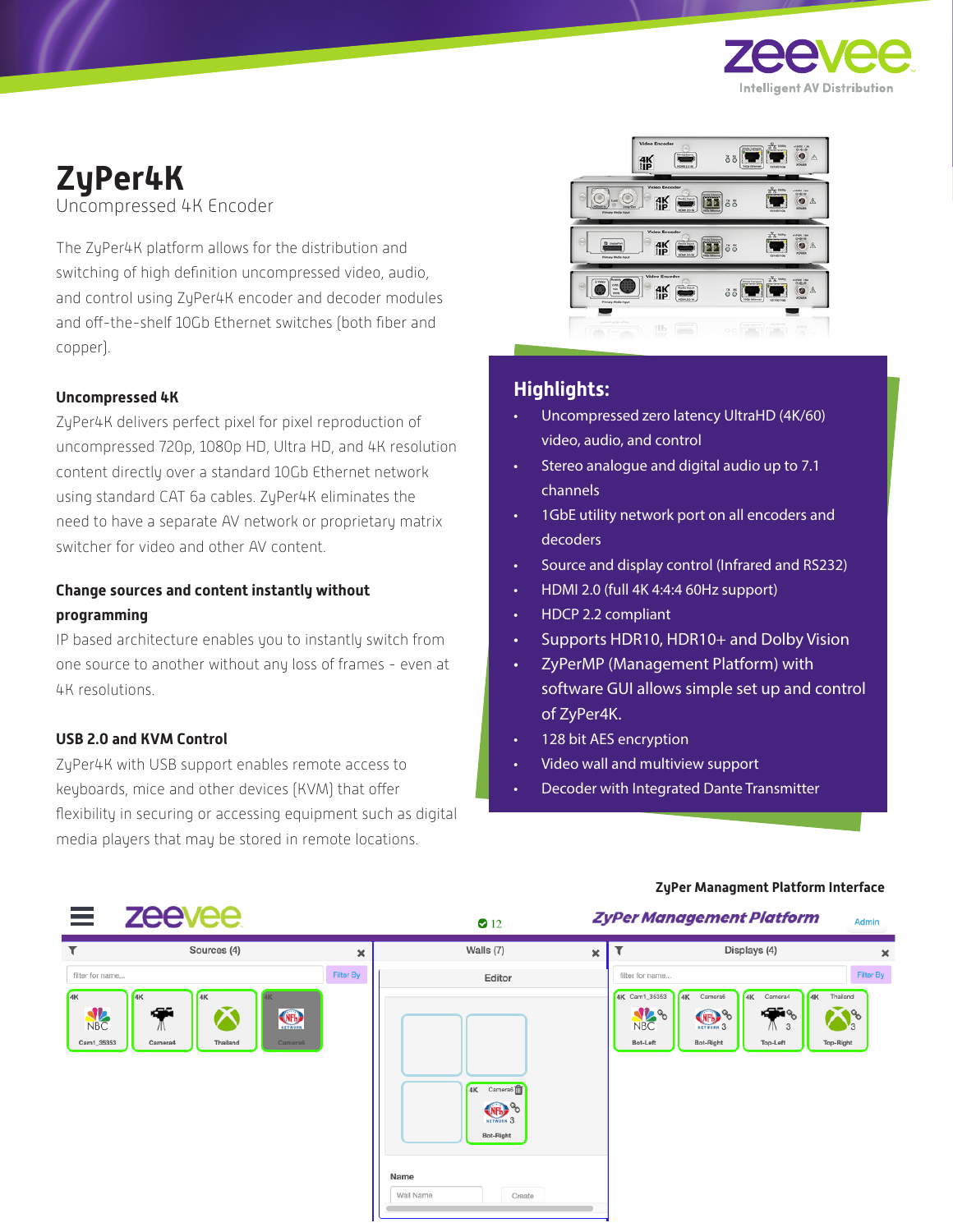# ZyPer4K

Uncompressed 4K Encoder

The ZyPer4K platform allows for the distribution and switching of high definition uncompressed video, audio, and control using ZyPer4K encoder and decoder modules and off-the-shelf 10Gb Ethernet switches (both fiber and copper).

### Uncompressed 4K

ZyPer4K delivers perfect pixel for pixel reproduction of uncompressed 720p, 1080p HD, Ultra HD, and 4K resolution content directly over a standard 10Gb Ethernet network using standard CAT 6a cables. ZyPer4K eliminates the need to have a separate AV network or proprietary matrix switcher for video and other AV content.

### Change sources and content instantly without programming

IP based architecture enables you to instantly switch from one source to another without any loss of frames - even at 4K resolutions.

### USB 2.0 and KVM Control

ZyPer4K with USB support enables remote access to keyboards, mice and other devices (KVM) that offer flexibility in securing or accessing equipment such as digital media players that may be stored in remote locations.

## Highlights:

- Uncompressed zero latency UltraHD (4K/60) video, audio, and control
- Stereo analogue and digital audio up to 7.1 channels
- 1GbE utility network port on all encoders and decoders
- Source and display control (Infrared and RS232)
- HDMI 2.0 (full 4K 4:4:4 60Hz support)
- HDCP 2.2 compliant
- Supports HDR10, HDR10+ and Dolby Vision
- ZyPerMP (Management Platform) with software GUI allows simple set up and control of ZyPer4K.
- 128 bit AES encryption
- Video wall and multiview support
- Decoder with Integrated Dante Transmitter

**ZyPer Managment Platform Interface**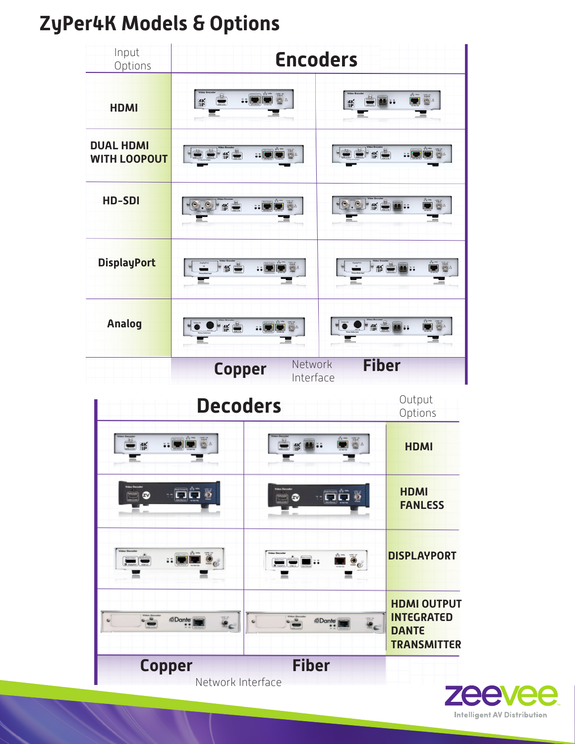# ZyPer4K Models & Options

## Encoders

| Input Options | Copper | Fiber |
| --- | --- | --- |
| HDMI | | |
| DUAL HDMI WITH LOOPOUT | | |
| HD-SDI | | |
| DisplayPort | | |
| Analog | | |

Network Interface

## Decoders

| Copper | Fiber | Output Options |
| --- | --- | --- |
| | | HDMI |
| | | HDMI FANLESS |
| | | DISPLAYPORT |
| | | HDMI OUTPUT INTEGRATED DANTE TRANSMITTER |

Network Interface

zeevee
Intelligent AV Distribution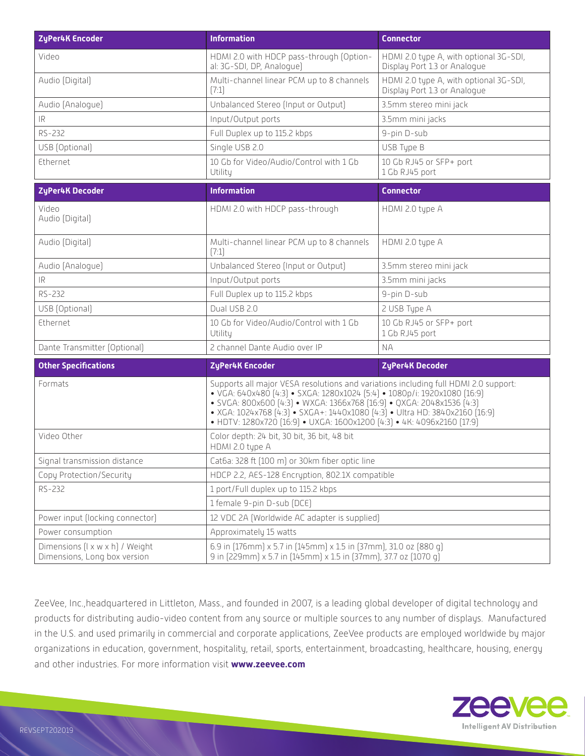| ZyPer4K Encoder | Information | Connector |
|---|---|---|
| Video | HDMI 2.0 with HDCP pass-through (Optional: 3G-SDI, DP, Analogue) | HDMI 2.0 type A, with optional 3G-SDI, Display Port 1.3 or Analogue |
| Audio (Digital) | Multi-channel linear PCM up to 8 channels (7:1) | HDMI 2.0 type A, with optional 3G-SDI, Display Port 1.3 or Analogue |
| Audio (Analogue) | Unbalanced Stereo (Input or Output) | 3.5mm stereo mini jack |
| IR | Input/Output ports | 3.5mm mini jacks |
| RS-232 | Full Duplex up to 115.2 kbps | 9-pin D-sub |
| USB (Optional) | Single USB 2.0 | USB Type B |
| Ethernet | 10 Gb for Video/Audio/Control with 1 Gb Utility | 10 Gb RJ45 or SFP+ port<br>1 Gb RJ45 port |

| ZyPer4K Decoder | Information | Connector |
|---|---|---|
| Video<br>Audio (Digital) | HDMI 2.0 with HDCP pass-through | HDMI 2.0 type A |
| Audio (Digital) | Multi-channel linear PCM up to 8 channels (7:1) | HDMI 2.0 type A |
| Audio (Analogue) | Unbalanced Stereo (Input or Output) | 3.5mm stereo mini jack |
| IR | Input/Output ports | 3.5mm mini jacks |
| RS-232 | Full Duplex up to 115.2 kbps | 9-pin D-sub |
| USB (Optional) | Dual USB 2.0 | 2 USB Type A |
| Ethernet | 10 Gb for Video/Audio/Control with 1 Gb Utility | 10 Gb RJ45 or SFP+ port<br>1 Gb RJ45 port |
| Dante Transmitter (Optional) | 2 channel Dante Audio over IP | NA |

| Other Specifications | ZyPer4K Encoder | ZyPer4K Decoder |
|---|---|---|
| Formats | Supports all major VESA resolutions and variations including full HDMI 2.0 support:<br>• VGA: 640x480 (4:3) • SXGA: 1280x1024 (5:4) • 1080p/i: 1920x1080 (16:9)<br>• SVGA: 800x600 (4:3) • WXGA: 1366x768 (16:9) • QXGA: 2048x1536 (4:3)<br>• XGA: 1024x768 (4:3) • SXGA+: 1440x1080 (4:3) • Ultra HD: 3840x2160 (16:9)<br>• HDTV: 1280x720 (16:9) • UXGA: 1600x1200 (4:3) • 4K: 4096x2160 (17:9) | |
| Video Other | Color depth: 24 bit, 30 bit, 36 bit, 48 bit<br>HDMI 2.0 type A | |
| Signal transmission distance | Cat6a: 328 ft (100 m) or 30km fiber optic line | |
| Copy Protection/Security | HDCP 2.2, AES-128 Encryption, 802.1X compatible | |
| RS-232 | 1 port/Full duplex up to 115.2 kbps | |
| | 1 female 9-pin D-sub (DCE) | |
| Power input (locking connector) | 12 VDC 2A (Worldwide AC adapter is supplied) | |
| Power consumption | Approximately 15 watts | |
| Dimensions (l x w x h) / Weight<br>Dimensions, Long box version | 6.9 in (176mm) x 5.7 in (145mm) x 1.5 in (37mm), 31.0 oz (880 g)<br>9 in (229mm) x 5.7 in (145mm) x 1.5 in (37mm), 37.7 oz (1070 g) | |

ZeeVee, Inc.,headquartered in Littleton, Mass., and founded in 2007, is a leading global developer of digital technology and products for distributing audio-video content from any source or multiple sources to any number of displays. Manufactured in the U.S. and used primarily in commercial and corporate applications, ZeeVee products are employed worldwide by major organizations in education, government, hospitality, retail, sports, entertainment, broadcasting, healthcare, housing, energy and other industries. For more information visit **www.zeevee.com**

REVSEPT202019

zeevee
Intelligent AV Distribution